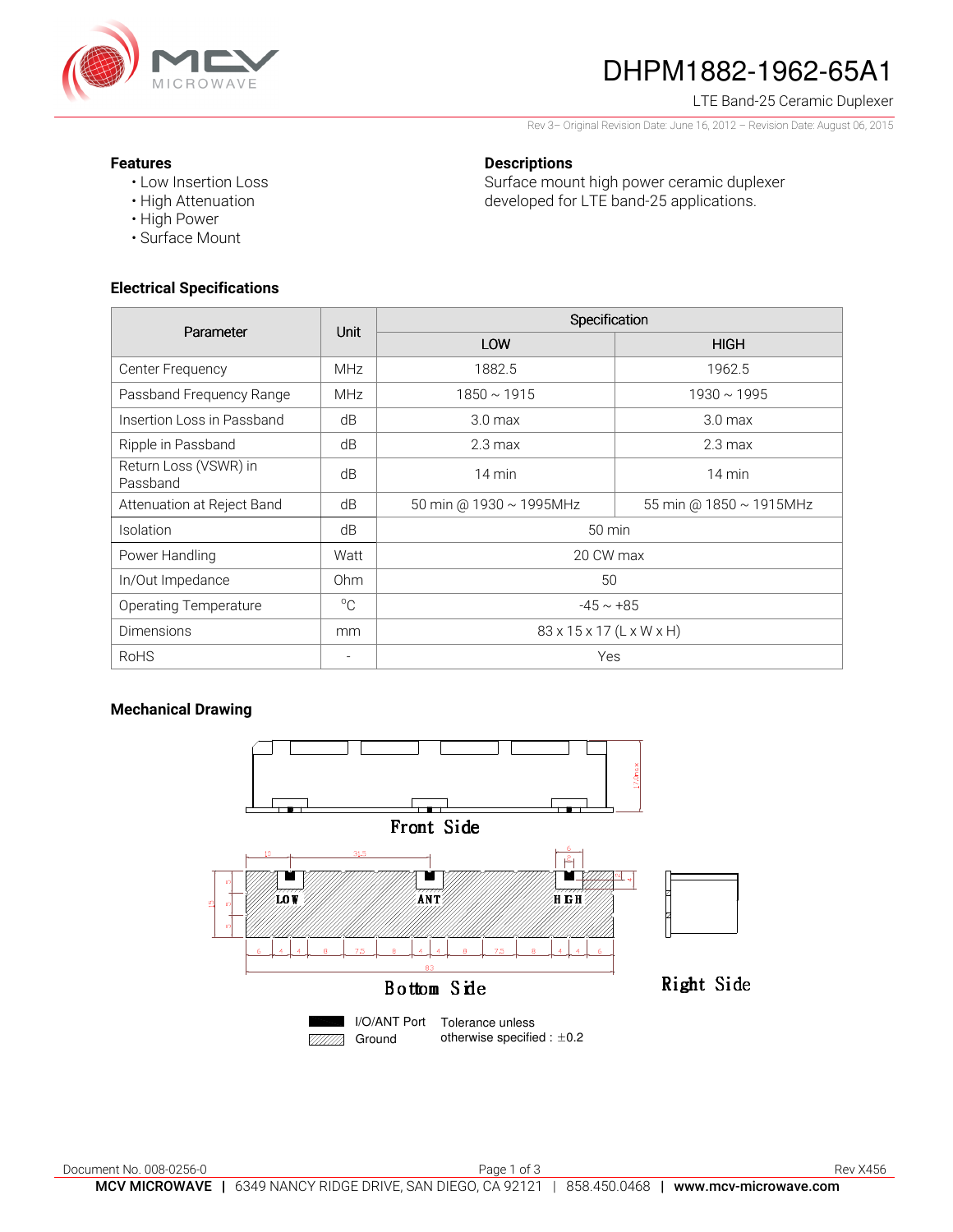# DHPM1882-1962-65A1

LTE Band-25 Ceramic Duplexer

Rev 3– Original Revision Date: June 16, 2012 – Revision Date: August 06, 2015

## Features

- Low Insertion Loss
- High Attenuation
- High Power
- Surface Mount

## Descriptions

Surface mount high power ceramic duplexer developed for LTE band-25 applications.

## Electrical Specifications

| Parameter | Unit | Specification | |
|---|---|---|---|
| | | LOW | HIGH |
| Center Frequency | MHz | 1882.5 | 1962.5 |
| Passband Frequency Range | MHz | 1850 ~ 1915 | 1930 ~ 1995 |
| Insertion Loss in Passband | dB | 3.0 max | 3.0 max |
| Ripple in Passband | dB | 2.3 max | 2.3 max |
| Return Loss (VSWR) in Passband | dB | 14 min | 14 min |
| Attenuation at Reject Band | dB | 50 min @ 1930 ~ 1995MHz | 55 min @ 1850 ~ 1915MHz |
| Isolation | dB | 50 min | |
| Power Handling | Watt | 20 CW max | |
| In/Out Impedance | Ohm | 50 | |
| Operating Temperature | °C | -45 ~ +85 | |
| Dimensions | mm | 83 x 15 x 17 (L x W x H) | |
| RoHS | - | Yes | |

## Mechanical Drawing

Front Side

17max

LOW ANT HIGH

10 31.5 6

15 5 5 5 4

6 4 4 8 7.5 8 4 4 8 7.5 8 4 4 6

83

Bottom Side

Right Side

I/O/ANT Port

Ground

Tolerance unless otherwise specified : ±0.2

Document No. 008-0256-0

Rev X456

**MCV MICROWAVE** | 6349 NANCY RIDGE DRIVE, SAN DIEGO, CA 92121 | 858.450.0468 | **www.mcv-microwave.com**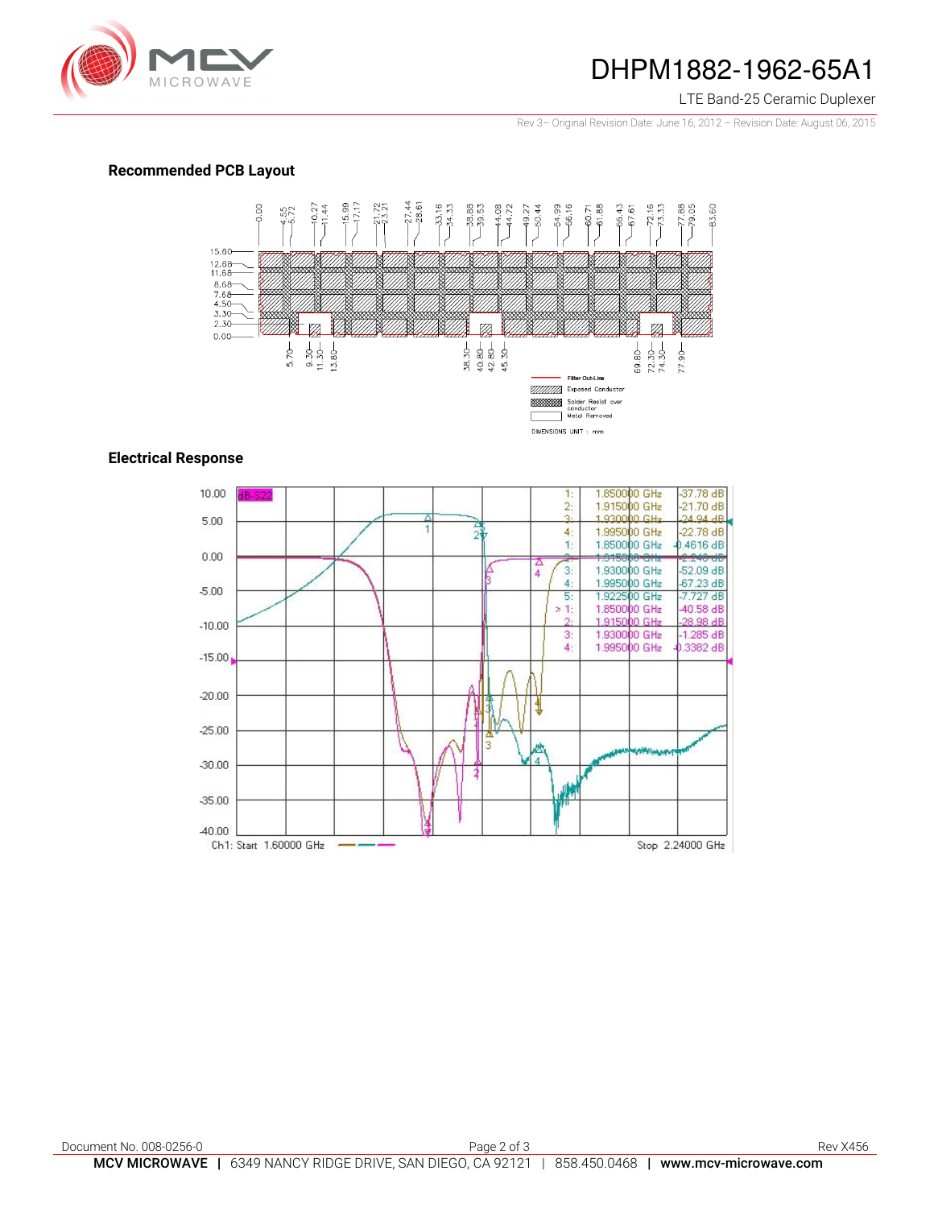## Recommended PCB Layout

0.00
4.55
5.72
10.27
11.44
15.99
17.17
21.72
23.21
27.44
28.61
33.16
34.33
38.88
39.53
44.08
44.72
49.27
50.44
54.99
56.16
60.71
61.88
66.43
67.61
72.16
73.33
77.88
79.05
83.60

15.60
12.68
11.68
8.68
7.68
4.50
3.30
2.30
0.00

5.70
9.30
11.30
13.80
38.30
40.80
42.80
45.30
69.80
72.30
74.30
77.90

Filter Out-Line
Exposed Conductor
Solder Resist over conductor
Metal Removed

DIMENSIONS UNIT : mm

## Electrical Response

dB-S22

10.00
5.00
0.00
-5.00
-10.00
-15.00
-20.00
-25.00
-30.00
-35.00
-40.00

1: 1.850000 GHz -37.78 dB
2: 1.915000 GHz -21.70 dB
3: 1.930000 GHz -24.94 dB
4: 1.995000 GHz -22.78 dB
1: 1.850000 GHz -0.4616 dB
2: 1.915000 GHz -2.246 dB
3: 1.930000 GHz -52.09 dB
4: 1.995000 GHz -67.23 dB
5: 1.922500 GHz -7.727 dB
> 1: 1.850000 GHz -40.58 dB
2: 1.915000 GHz -28.98 dB
3: 1.930000 GHz -1.285 dB
4: 1.995000 GHz -0.3382 dB

Ch1: Start 1.60000 GHz
Stop 2.24000 GHz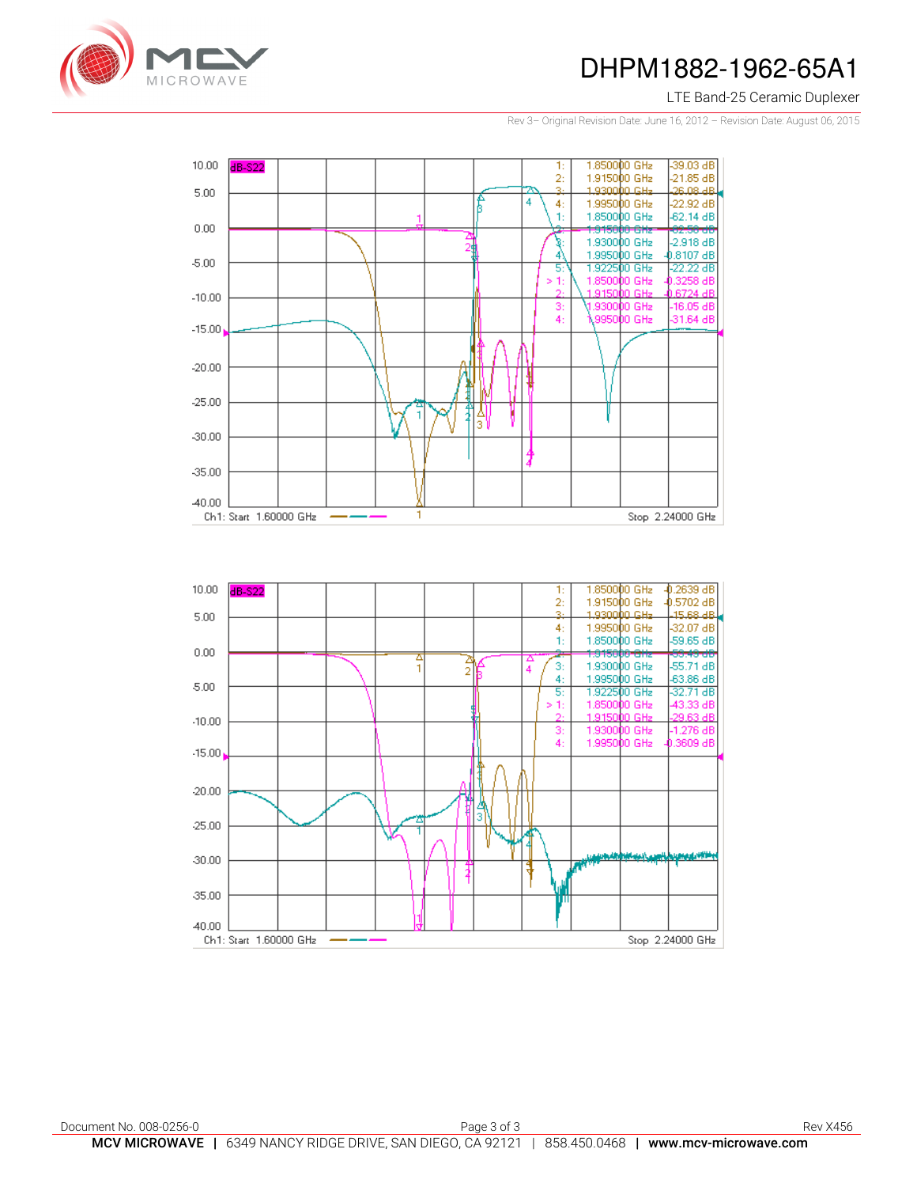10.00
5.00
0.00
-5.00
-10.00
-15.00
-20.00
-25.00
-30.00
-35.00
-40.00

dB-S22

1: 1.850000 GHz -39.03 dB
2: 1.915000 GHz -21.85 dB
3: 1.930000 GHz -26.08 dB
4: 1.995000 GHz -22.92 dB
1: 1.850000 GHz -62.14 dB
2: 1.915000 GHz -62.58 dB
3: 1.930000 GHz -2.918 dB
4: 1.995000 GHz -0.8107 dB
5: 1.922500 GHz -22.22 dB
> 1: 1.850000 GHz -0.3258 dB
2: 1.915000 GHz -0.6724 dB
3: 1.930000 GHz -16.05 dB
4: 1.995000 GHz -31.64 dB

Ch1: Start 1.60000 GHz
Stop 2.24000 GHz

10.00
5.00
0.00
-5.00
-10.00
-15.00
-20.00
-25.00
-30.00
-35.00
-40.00

dB-S22

1: 1.850000 GHz -0.2639 dB
2: 1.915000 GHz -0.5702 dB
3: 1.930000 GHz -15.68 dB
4: 1.995000 GHz -32.07 dB
1: 1.850000 GHz -59.65 dB
2: 1.915000 GHz -58.49 dB
3: 1.930000 GHz -55.71 dB
4: 1.995000 GHz -63.86 dB
5: 1.922500 GHz -32.71 dB
> 1: 1.850000 GHz -43.33 dB
2: 1.915000 GHz -29.63 dB
3: 1.930000 GHz -1.276 dB
4: 1.995000 GHz -0.3609 dB

Ch1: Start 1.60000 GHz
Stop 2.24000 GHz